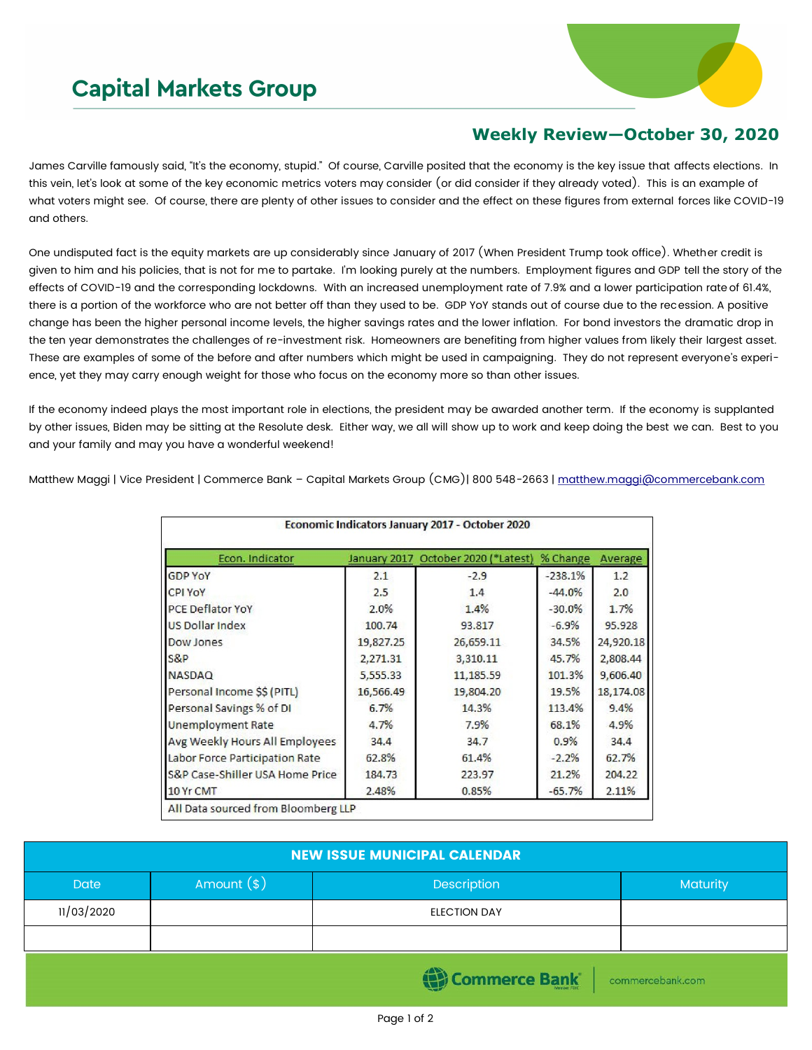# Capital Markets Group

## Weekly Review—October 30, 2020

James Carville famously said, "It's the economy, stupid." Of course, Carville posited that the economy is the key issue that affects elections. In this vein, let's look at some of the key economic metrics voters may consider (or did consider if they already voted). This is an example of what voters might see. Of course, there are plenty of other issues to consider and the effect on these figures from external forces like COVID-19 and others.

One undisputed fact is the equity markets are up considerably since January of 2017 (When President Trump took office). Whether credit is given to him and his policies, that is not for me to partake. I'm looking purely at the numbers. Employment figures and GDP tell the story of the effects of COVID-19 and the corresponding lockdowns. With an increased unemployment rate of 7.9% and a lower participation rate of 61.4%, there is a portion of the workforce who are not better off than they used to be. GDP YoY stands out of course due to the recession. A positive change has been the higher personal income levels, the higher savings rates and the lower inflation. For bond investors the dramatic drop in the ten year demonstrates the challenges of re-investment risk. Homeowners are benefiting from higher values from likely their largest asset. These are examples of some of the before and after numbers which might be used in campaigning. They do not represent everyone's experience, yet they may carry enough weight for those who focus on the economy more so than other issues.

If the economy indeed plays the most important role in elections, the president may be awarded another term. If the economy is supplanted by other issues, Biden may be sitting at the Resolute desk. Either way, we all will show up to work and keep doing the best we can. Best to you and your family and may you have a wonderful weekend!

Matthew Maggi | Vice President | Commerce Bank – Capital Markets Group (CMG)| 800 548-2663 | matthew.maggi@commercebank.com

**Economic Indicators January 2017 - October 2020**

| Econ. Indicator | January 2017 | October 2020 (*Latest) | % Change | Average |
|---|---|---|---|---|
| GDP YoY | 2.1 | -2.9 | -238.1% | 1.2 |
| CPI YoY | 2.5 | 1.4 | -44.0% | 2.0 |
| PCE Deflator YoY | 2.0% | 1.4% | -30.0% | 1.7% |
| US Dollar Index | 100.74 | 93.817 | -6.9% | 95.928 |
| Dow Jones | 19,827.25 | 26,659.11 | 34.5% | 24,920.18 |
| S&P | 2,271.31 | 3,310.11 | 45.7% | 2,808.44 |
| NASDAQ | 5,555.33 | 11,185.59 | 101.3% | 9,606.40 |
| Personal Income $$ (PITL) | 16,566.49 | 19,804.20 | 19.5% | 18,174.08 |
| Personal Savings % of DI | 6.7% | 14.3% | 113.4% | 9.4% |
| Unemployment Rate | 4.7% | 7.9% | 68.1% | 4.9% |
| Avg Weekly Hours All Employees | 34.4 | 34.7 | 0.9% | 34.4 |
| Labor Force Participation Rate | 62.8% | 61.4% | -2.2% | 62.7% |
| S&P Case-Shiller USA Home Price | 184.73 | 223.97 | 21.2% | 204.22 |
| 10 Yr CMT | 2.48% | 0.85% | -65.7% | 2.11% |

All Data sourced from Bloomberg LLP

**NEW ISSUE MUNICIPAL CALENDAR**

| Date | Amount ($) | Description | Maturity |
|---|---|---|---|
| 11/03/2020 | | ELECTION DAY | |
| | | | |

Commerce Bank | commercebank.com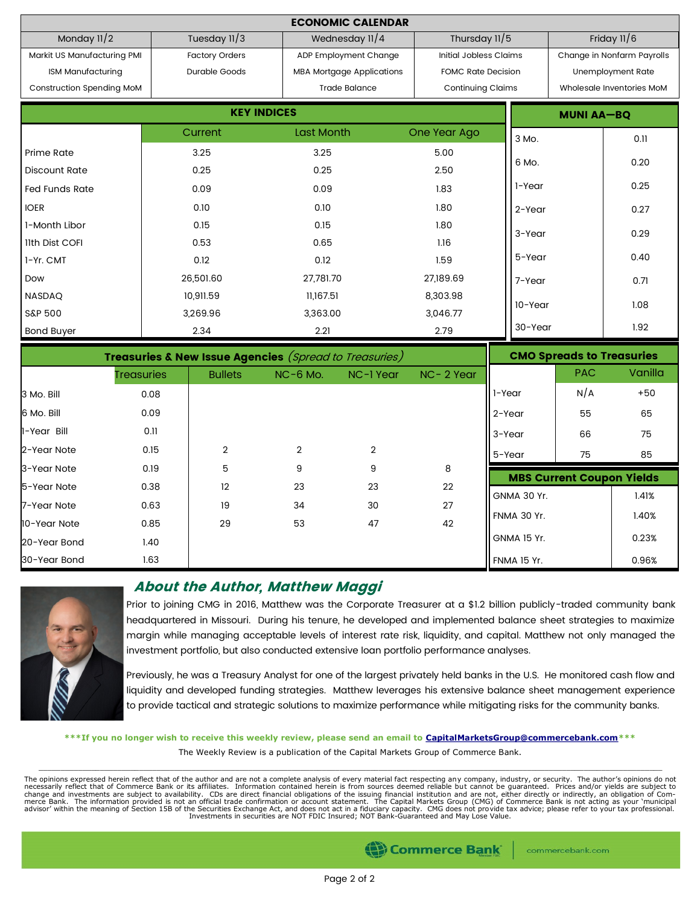## ECONOMIC CALENDAR

| Monday 11/2 | Tuesday 11/3 | Wednesday 11/4 | Thursday 11/5 | Friday 11/6 |
|---|---|---|---|---|
| Markit US Manufacturing PMI | Factory Orders | ADP Employment Change | Initial Jobless Claims | Change in Nonfarm Payrolls |
| ISM Manufacturing | Durable Goods | MBA Mortgage Applications | FOMC Rate Decision | Unemployment Rate |
| Construction Spending MoM | | Trade Balance | Continuing Claims | Wholesale Inventories MoM |

## KEY INDICES

| | Current | Last Month | One Year Ago |
|---|---|---|---|
| Prime Rate | 3.25 | 3.25 | 5.00 |
| Discount Rate | 0.25 | 0.25 | 2.50 |
| Fed Funds Rate | 0.09 | 0.09 | 1.83 |
| IOER | 0.10 | 0.10 | 1.80 |
| 1-Month Libor | 0.15 | 0.15 | 1.80 |
| 11th Dist COFI | 0.53 | 0.65 | 1.16 |
| 1-Yr. CMT | 0.12 | 0.12 | 1.59 |
| Dow | 26,501.60 | 27,781.70 | 27,189.69 |
| NASDAQ | 10,911.59 | 11,167.51 | 8,303.98 |
| S&P 500 | 3,269.96 | 3,363.00 | 3,046.77 |
| Bond Buyer | 2.34 | 2.21 | 2.79 |

## MUNI AA—BQ

| | |
|---|---|
| 3 Mo. | 0.11 |
| 6 Mo. | 0.20 |
| 1-Year | 0.25 |
| 2-Year | 0.27 |
| 3-Year | 0.29 |
| 5-Year | 0.40 |
| 7-Year | 0.71 |
| 10-Year | 1.08 |
| 30-Year | 1.92 |

## Treasuries & New Issue Agencies *(Spread to Treasuries)*

| | Treasuries | Bullets | NC-6 Mo. | NC-1 Year | NC- 2 Year |
|---|---|---|---|---|---|
| 3 Mo. Bill | 0.08 | | | | |
| 6 Mo. Bill | 0.09 | | | | |
| 1-Year Bill | 0.11 | | | | |
| 2-Year Note | 0.15 | 2 | 2 | 2 | |
| 3-Year Note | 0.19 | 5 | 9 | 9 | 8 |
| 5-Year Note | 0.38 | 12 | 23 | 23 | 22 |
| 7-Year Note | 0.63 | 19 | 34 | 30 | 27 |
| 10-Year Note | 0.85 | 29 | 53 | 47 | 42 |
| 20-Year Bond | 1.40 | | | | |
| 30-Year Bond | 1.63 | | | | |

## CMO Spreads to Treasuries

| | PAC | Vanilla |
|---|---|---|
| 1-Year | N/A | +50 |
| 2-Year | 55 | 65 |
| 3-Year | 66 | 75 |
| 5-Year | 75 | 85 |

## MBS Current Coupon Yields

| | |
|---|---|
| GNMA 30 Yr. | 1.41% |
| FNMA 30 Yr. | 1.40% |
| GNMA 15 Yr. | 0.23% |
| FNMA 15 Yr. | 0.96% |

## *About the Author, Matthew Maggi*

Prior to joining CMG in 2016, Matthew was the Corporate Treasurer at a $1.2 billion publicly-traded community bank headquartered in Missouri. During his tenure, he developed and implemented balance sheet strategies to maximize margin while managing acceptable levels of interest rate risk, liquidity, and capital. Matthew not only managed the investment portfolio, but also conducted extensive loan portfolio performance analyses.

Previously, he was a Treasury Analyst for one of the largest privately held banks in the U.S. He monitored cash flow and liquidity and developed funding strategies. Matthew leverages his extensive balance sheet management experience to provide tactical and strategic solutions to maximize performance while mitigating risks for the community banks.

**\*\*\*If you no longer wish to receive this weekly review, please send an email to CapitalMarketsGroup@commercebank.com\*\*\***

The Weekly Review is a publication of the Capital Markets Group of Commerce Bank.

The opinions expressed herein reflect that of the author and are not a complete analysis of every material fact respecting any company, industry, or security. The author's opinions do not necessarily reflect that of Commerce Bank or its affiliates. Information contained herein is from sources deemed reliable but cannot be guaranteed. Prices and/or yields are subject to change and investments are subject to availability. CDs are direct financial obligations of the issuing financial institution and are not, either directly or indirectly, an obligation of Commerce Bank. The information provided is not an official trade confirmation or account statement. The Capital Markets Group (CMG) of Commerce Bank is not acting as your 'municipal advisor' within the meaning of Section 15B of the Securities Exchange Act, and does not act in a fiduciary capacity. CMG does not provide tax advice; please refer to your tax professional. Investments in securities are NOT FDIC Insured; NOT Bank-Guaranteed and May Lose Value.

Commerce Bank | commercebank.com